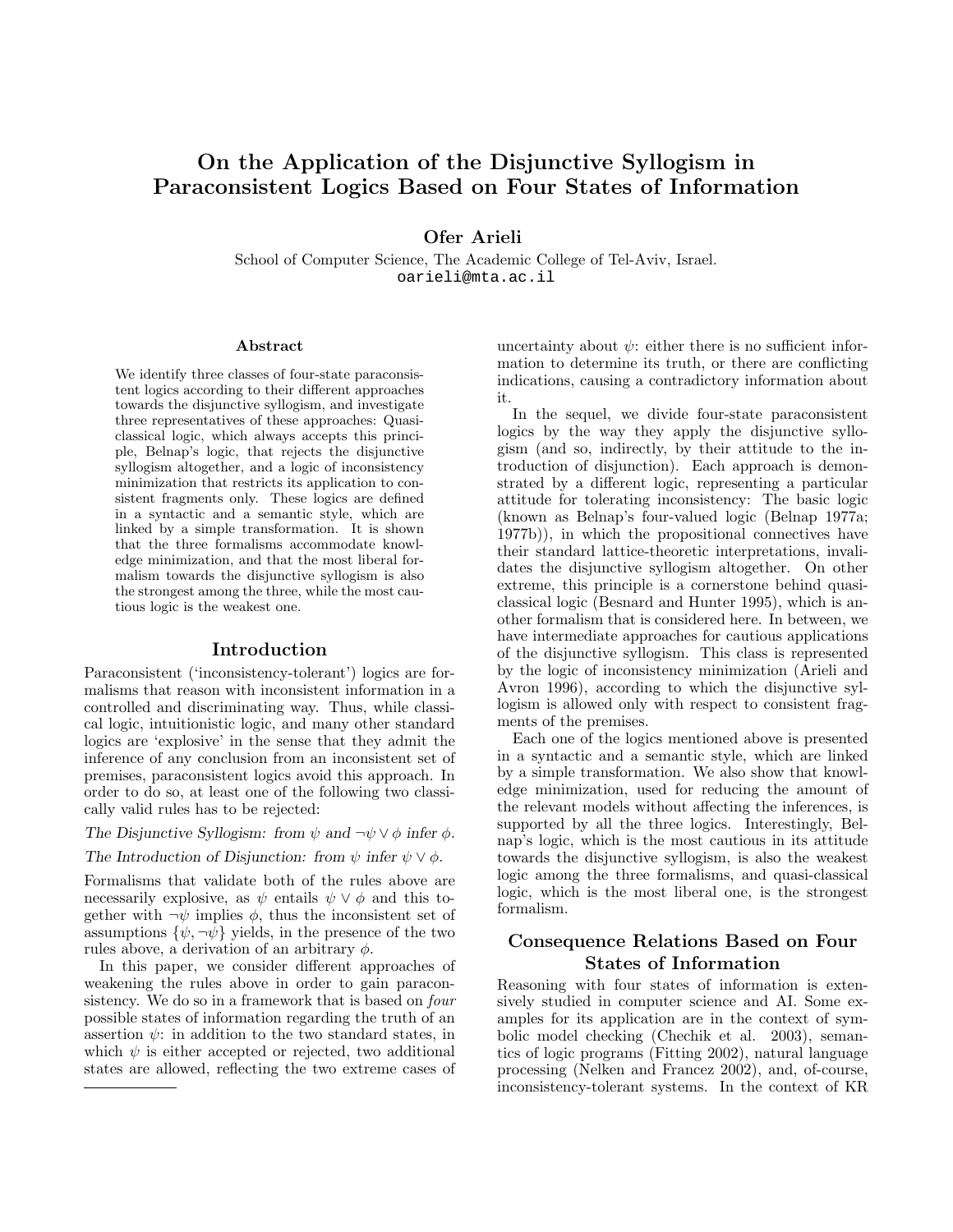# On the Application of the Disjunctive Syllogism in Paraconsistent Logics Based on Four States of Information

**Ofer Arieli**

School of Computer Science, The Academic College of Tel-Aviv, Israel.
oarieli@mta.ac.il

## Abstract

We identify three classes of four-state paraconsistent logics according to their different approaches towards the disjunctive syllogism, and investigate three representatives of these approaches: Quasi-classical logic, which always accepts this principle, Belnap's logic, that rejects the disjunctive syllogism altogether, and a logic of inconsistency minimization that restricts its application to consistent fragments only. These logics are defined in a syntactic and a semantic style, which are linked by a simple transformation. It is shown that the three formalisms accommodate knowledge minimization, and that the most liberal formalism towards the disjunctive syllogism is also the strongest among the three, while the most cautious logic is the weakest one.

## Introduction

Paraconsistent ('inconsistency-tolerant') logics are formalisms that reason with inconsistent information in a controlled and discriminating way. Thus, while classical logic, intuitionistic logic, and many other standard logics are 'explosive' in the sense that they admit the inference of any conclusion from an inconsistent set of premises, paraconsistent logics avoid this approach. In order to do so, at least one of the following two classically valid rules has to be rejected:

*The Disjunctive Syllogism: from* $\psi$ *and* $\neg\psi \vee \phi$ *infer* $\phi$.

*The Introduction of Disjunction: from* $\psi$ *infer* $\psi \vee \phi$.

Formalisms that validate both of the rules above are necessarily explosive, as $\psi$ entails $\psi \vee \phi$ and this together with $\neg\psi$ implies $\phi$, thus the inconsistent set of assumptions $\{\psi, \neg\psi\}$ yields, in the presence of the two rules above, a derivation of an arbitrary $\phi$.

In this paper, we consider different approaches of weakening the rules above in order to gain paraconsistency. We do so in a framework that is based on *four* possible states of information regarding the truth of an assertion $\psi$: in addition to the two standard states, in which $\psi$ is either accepted or rejected, two additional states are allowed, reflecting the two extreme cases of uncertainty about $\psi$: either there is no sufficient information to determine its truth, or there are conflicting indications, causing a contradictory information about it.

In the sequel, we divide four-state paraconsistent logics by the way they apply the disjunctive syllogism (and so, indirectly, by their attitude to the introduction of disjunction). Each approach is demonstrated by a different logic, representing a particular attitude for tolerating inconsistency: The basic logic (known as Belnap's four-valued logic (Belnap 1977a; 1977b)), in which the propositional connectives have their standard lattice-theoretic interpretations, invalidates the disjunctive syllogism altogether. On other extreme, this principle is a cornerstone behind quasi-classical logic (Besnard and Hunter 1995), which is another formalism that is considered here. In between, we have intermediate approaches for cautious applications of the disjunctive syllogism. This class is represented by the logic of inconsistency minimization (Arieli and Avron 1996), according to which the disjunctive syllogism is allowed only with respect to consistent fragments of the premises.

Each one of the logics mentioned above is presented in a syntactic and a semantic style, which are linked by a simple transformation. We also show that knowledge minimization, used for reducing the amount of the relevant models without affecting the inferences, is supported by all the three logics. Interestingly, Belnap's logic, which is the most cautious in its attitude towards the disjunctive syllogism, is also the weakest logic among the three formalisms, and quasi-classical logic, which is the most liberal one, is the strongest formalism.

## Consequence Relations Based on Four States of Information

Reasoning with four states of information is extensively studied in computer science and AI. Some examples for its application are in the context of symbolic model checking (Chechik et al. 2003), semantics of logic programs (Fitting 2002), natural language processing (Nelken and Francez 2002), and, of-course, inconsistency-tolerant systems. In the context of KR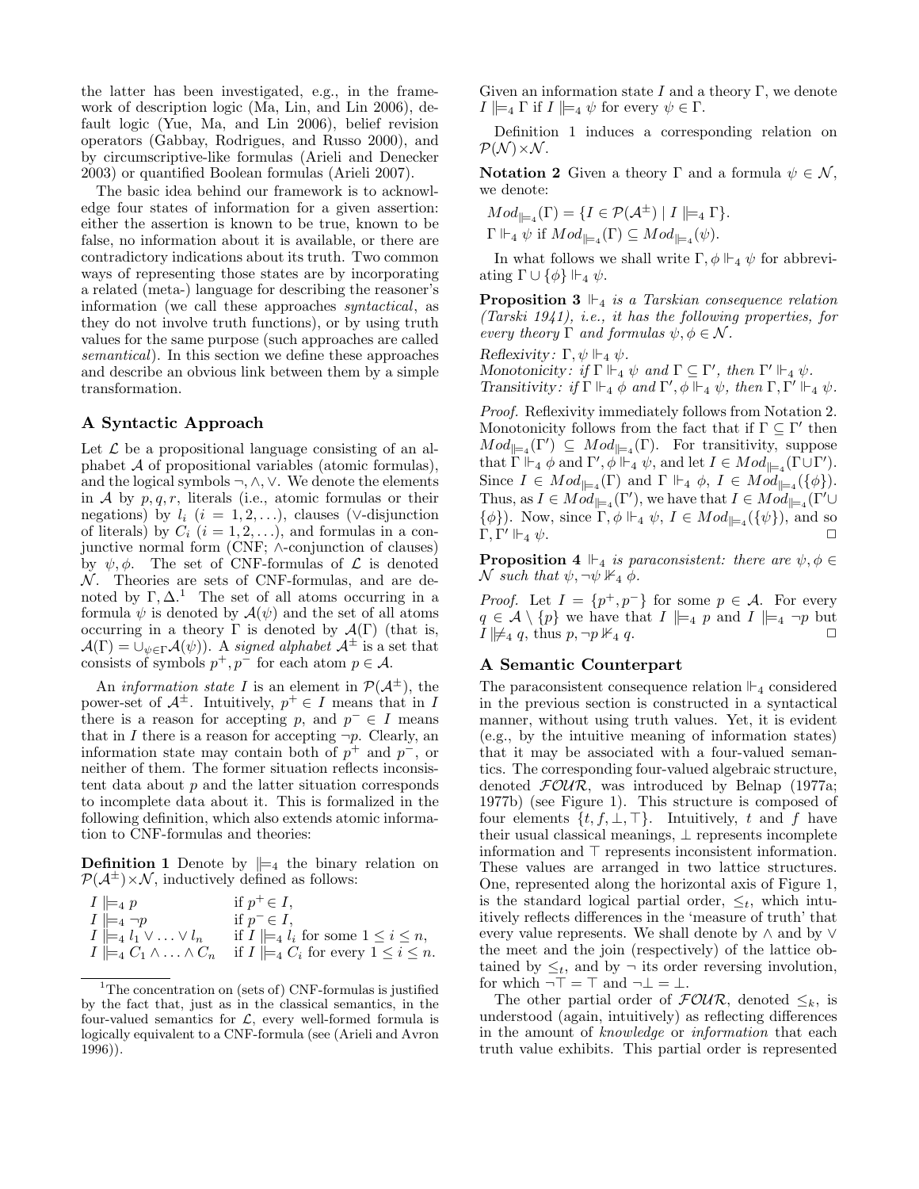the latter has been investigated, e.g., in the framework of description logic (Ma, Lin, and Lin 2006), default logic (Yue, Ma, and Lin 2006), belief revision operators (Gabbay, Rodrigues, and Russo 2000), and by circumscriptive-like formulas (Arieli and Denecker 2003) or quantified Boolean formulas (Arieli 2007).

The basic idea behind our framework is to acknowledge four states of information for a given assertion: either the assertion is known to be true, known to be false, no information about it is available, or there are contradictory indications about its truth. Two common ways of representing those states are by incorporating a related (meta-) language for describing the reasoner's information (we call these approaches *syntactical*, as they do not involve truth functions), or by using truth values for the same purpose (such approaches are called *semantical*). In this section we define these approaches and describe an obvious link between them by a simple transformation.

### A Syntactic Approach

Let $\mathcal{L}$ be a propositional language consisting of an alphabet $\mathcal{A}$ of propositional variables (atomic formulas), and the logical symbols $\neg, \wedge, \vee$. We denote the elements in $\mathcal{A}$ by $p, q, r$, literals (i.e., atomic formulas or their negations) by $l_i$ $(i = 1, 2, \ldots)$, clauses ($\vee$-disjunction of literals) by $C_i$ $(i = 1, 2, \ldots)$, and formulas in a conjunctive normal form (CNF; $\wedge$-conjunction of clauses) by $\psi, \phi$. The set of CNF-formulas of $\mathcal{L}$ is denoted $\mathcal{N}$. Theories are sets of CNF-formulas, and are denoted by $\Gamma, \Delta$.[1] The set of all atoms occurring in a formula $\psi$ is denoted by $\mathcal{A}(\psi)$ and the set of all atoms occurring in a theory $\Gamma$ is denoted by $\mathcal{A}(\Gamma)$ (that is, $\mathcal{A}(\Gamma) = \cup_{\psi \in \Gamma} \mathcal{A}(\psi)$). A *signed alphabet* $\mathcal{A}^{\pm}$ is a set that consists of symbols $p^+, p^-$ for each atom $p \in \mathcal{A}$.

An *information state* $I$ is an element in $\mathcal{P}(\mathcal{A}^{\pm})$, the power-set of $\mathcal{A}^{\pm}$. Intuitively, $p^+ \in I$ means that in $I$ there is a reason for accepting $p$, and $p^- \in I$ means that in $I$ there is a reason for accepting $\neg p$. Clearly, an information state may contain both of $p^+$ and $p^-$, or neither of them. The former situation reflects inconsistent data about $p$ and the latter situation corresponds to incomplete data about it. This is formalized in the following definition, which also extends atomic information to CNF-formulas and theories:

**Definition 1** Denote by $\Vdash\!\!=_4$ the binary relation on $\mathcal{P}(\mathcal{A}^{\pm}) \times \mathcal{N}$, inductively defined as follows:

| | |
|---|---|
| $I \Vdash\!\!=_4 p$ | if $p^+ \in I$, |
| $I \Vdash\!\!=_4 \neg p$ | if $p^- \in I$, |
| $I \Vdash\!\!=_4 l_1 \vee \ldots \vee l_n$ | if $I \Vdash\!\!=_4 l_i$ for some $1 \leq i \leq n$, |
| $I \Vdash\!\!=_4 C_1 \wedge \ldots \wedge C_n$ | if $I \Vdash\!\!=_4 C_i$ for every $1 \leq i \leq n$. |

Given an information state $I$ and a theory $\Gamma$, we denote $I \Vdash\!\!=_4 \Gamma$ if $I \Vdash\!\!=_4 \psi$ for every $\psi \in \Gamma$.

Definition 1 induces a corresponding relation on $\mathcal{P}(\mathcal{N}) \times \mathcal{N}$.

**Notation 2** Given a theory $\Gamma$ and a formula $\psi \in \mathcal{N}$, we denote:

$Mod_{\Vdash\!=_4}(\Gamma) = \{I \in \mathcal{P}(\mathcal{A}^{\pm}) \mid I \Vdash\!\!=_4 \Gamma\}$.
$\Gamma \Vdash_4 \psi$ if $Mod_{\Vdash\!=_4}(\Gamma) \subseteq Mod_{\Vdash\!=_4}(\psi)$.

In what follows we shall write $\Gamma, \phi \Vdash_4 \psi$ for abbreviating $\Gamma \cup \{\phi\} \Vdash_4 \psi$.

**Proposition 3** *$\Vdash_4$ is a Tarskian consequence relation (Tarski 1941), i.e., it has the following properties, for every theory $\Gamma$ and formulas $\psi, \phi \in \mathcal{N}$.*

*Reflexivity:* $\Gamma, \psi \Vdash_4 \psi$.
*Monotonicity: if $\Gamma \Vdash_4 \psi$ and $\Gamma \subseteq \Gamma'$, then $\Gamma' \Vdash_4 \psi$.*
*Transitivity: if $\Gamma \Vdash_4 \phi$ and $\Gamma', \phi \Vdash_4 \psi$, then $\Gamma, \Gamma' \Vdash_4 \psi$.*

*Proof.* Reflexivity immediately follows from Notation 2. Monotonicity follows from the fact that if $\Gamma \subseteq \Gamma'$ then $Mod_{\Vdash\!=_4}(\Gamma') \subseteq Mod_{\Vdash\!=_4}(\Gamma)$. For transitivity, suppose that $\Gamma \Vdash_4 \phi$ and $\Gamma', \phi \Vdash_4 \psi$, and let $I \in Mod_{\Vdash\!=_4}(\Gamma \cup \Gamma')$. Since $I \in Mod_{\Vdash\!=_4}(\Gamma)$ and $\Gamma \Vdash_4 \phi$, $I \in Mod_{\Vdash\!=_4}(\{\phi\})$. Thus, as $I \in Mod_{\Vdash\!=_4}(\Gamma')$, we have that $I \in Mod_{\Vdash\!=_4}(\Gamma' \cup \{\phi\})$. Now, since $\Gamma, \phi \Vdash_4 \psi$, $I \in Mod_{\Vdash\!=_4}(\{\psi\})$, and so $\Gamma, \Gamma' \Vdash_4 \psi$. $\square$

**Proposition 4** *$\Vdash_4$ is paraconsistent: there are $\psi, \phi \in \mathcal{N}$ such that $\psi, \neg\psi \not\Vdash_4 \phi$.*

*Proof.* Let $I = \{p^+, p^-\}$ for some $p \in \mathcal{A}$. For every $q \in \mathcal{A} \setminus \{p\}$ we have that $I \Vdash\!\!=_4 p$ and $I \Vdash\!\!=_4 \neg p$ but $I \not\Vdash\!\!=_4 q$, thus $p, \neg p \not\Vdash_4 q$. $\square$

### A Semantic Counterpart

The paraconsistent consequence relation $\Vdash_4$ considered in the previous section is constructed in a syntactical manner, without using truth values. Yet, it is evident (e.g., by the intuitive meaning of information states) that it may be associated with a four-valued semantics. The corresponding four-valued algebraic structure, denoted $\mathcal{FOUR}$, was introduced by Belnap (1977a; 1977b) (see Figure 1). This structure is composed of four elements $\{t, f, \bot, \top\}$. Intuitively, $t$ and $f$ have their usual classical meanings, $\bot$ represents incomplete information and $\top$ represents inconsistent information. These values are arranged in two lattice structures. One, represented along the horizontal axis of Figure 1, is the standard logical partial order, $\leq_t$, which intuitively reflects differences in the 'measure of truth' that every value represents. We shall denote by $\wedge$ and by $\vee$ the meet and the join (respectively) of the lattice obtained by $\leq_t$, and by $\neg$ its order reversing involution, for which $\neg\top = \top$ and $\neg\bot = \bot$.

The other partial order of $\mathcal{FOUR}$, denoted $\leq_k$, is understood (again, intuitively) as reflecting differences in the amount of *knowledge* or *information* that each truth value exhibits. This partial order is represented

[1] The concentration on (sets of) CNF-formulas is justified by the fact that, just as in the classical semantics, in the four-valued semantics for $\mathcal{L}$, every well-formed formula is logically equivalent to a CNF-formula (see (Arieli and Avron 1996)).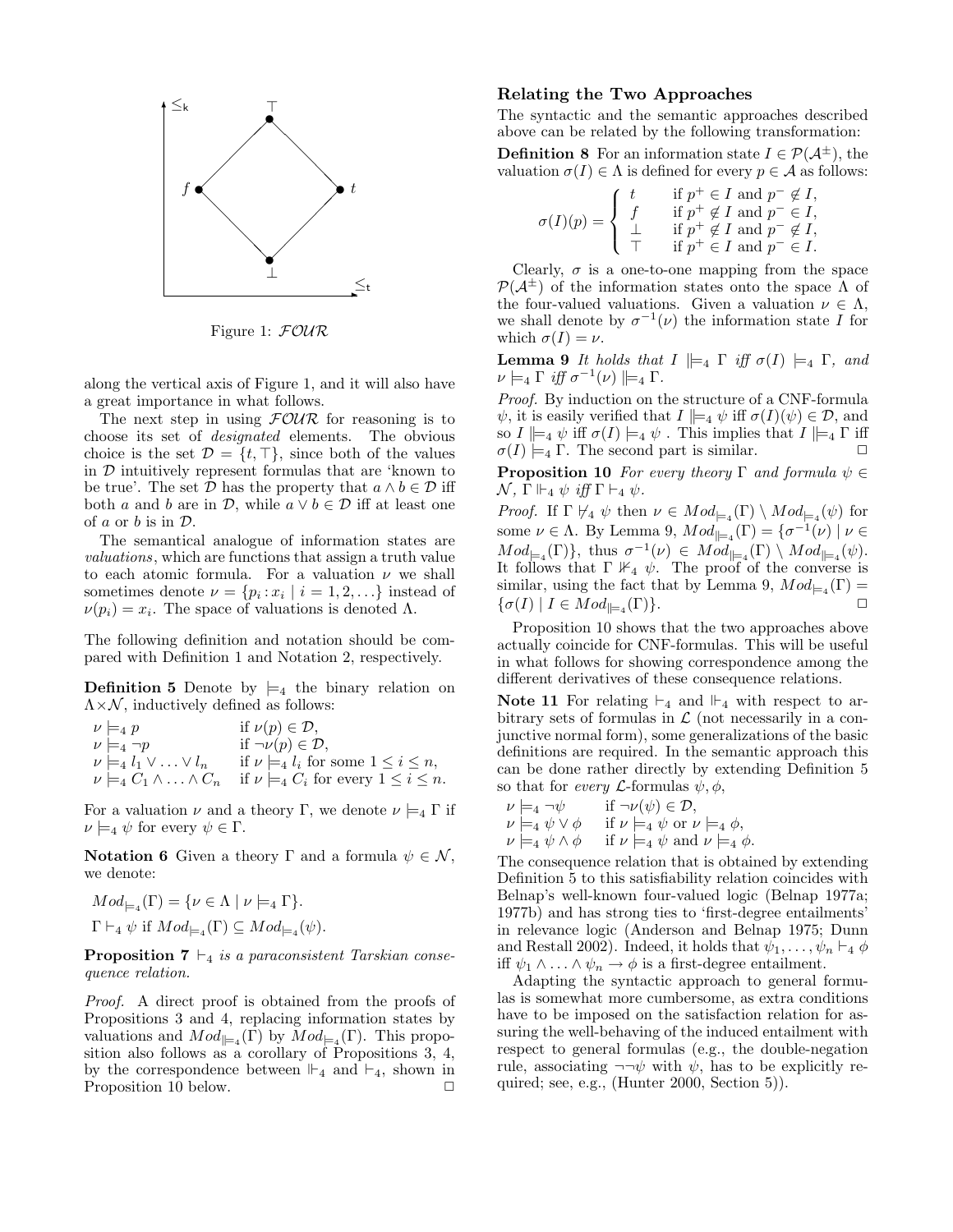Figure 1: $\mathcal{FOUR}$

along the vertical axis of Figure 1, and it will also have a great importance in what follows.

The next step in using $\mathcal{FOUR}$ for reasoning is to choose its set of *designated* elements. The obvious choice is the set $\mathcal{D} = \{t, \top\}$, since both of the values in $\mathcal{D}$ intuitively represent formulas that are 'known to be true'. The set $\mathcal{D}$ has the property that $a \wedge b \in \mathcal{D}$ iff both $a$ and $b$ are in $\mathcal{D}$, while $a \vee b \in \mathcal{D}$ iff at least one of $a$ or $b$ is in $\mathcal{D}$.

The semantical analogue of information states are *valuations*, which are functions that assign a truth value to each atomic formula. For a valuation $\nu$ we shall sometimes denote $\nu = \{p_i : x_i \mid i = 1, 2, \ldots\}$ instead of $\nu(p_i) = x_i$. The space of valuations is denoted $\Lambda$.

The following definition and notation should be compared with Definition 1 and Notation 2, respectively.

**Definition 5** Denote by $\models_4$ the binary relation on $\Lambda \times \mathcal{N}$, inductively defined as follows:

$$
\begin{array}{ll}
\nu \models_4 p & \text{if } \nu(p) \in \mathcal{D}, \\
\nu \models_4 \neg p & \text{if } \neg\nu(p) \in \mathcal{D}, \\
\nu \models_4 l_1 \vee \ldots \vee l_n & \text{if } \nu \models_4 l_i \text{ for some } 1 \leq i \leq n, \\
\nu \models_4 C_1 \wedge \ldots \wedge C_n & \text{if } \nu \models_4 C_i \text{ for every } 1 \leq i \leq n.
\end{array}
$$

For a valuation $\nu$ and a theory $\Gamma$, we denote $\nu \models_4 \Gamma$ if $\nu \models_4 \psi$ for every $\psi \in \Gamma$.

**Notation 6** Given a theory $\Gamma$ and a formula $\psi \in \mathcal{N}$, we denote:

$Mod_{\models_4}(\Gamma) = \{\nu \in \Lambda \mid \nu \models_4 \Gamma\}$.

$\Gamma \vdash_4 \psi$ if $Mod_{\models_4}(\Gamma) \subseteq Mod_{\models_4}(\psi)$.

**Proposition 7** *$\vdash_4$ is a paraconsistent Tarskian consequence relation.*

*Proof.* A direct proof is obtained from the proofs of Propositions 3 and 4, replacing information states by valuations and $Mod_{\Vdash_4}(\Gamma)$ by $Mod_{\models_4}(\Gamma)$. This proposition also follows as a corollary of Propositions 3, 4, by the correspondence between $\Vdash_4$ and $\vdash_4$, shown in Proposition 10 below. □

## Relating the Two Approaches

The syntactic and the semantic approaches described above can be related by the following transformation:

**Definition 8** For an information state $I \in \mathcal{P}(\mathcal{A}^{\pm})$, the valuation $\sigma(I) \in \Lambda$ is defined for every $p \in \mathcal{A}$ as follows:

$$
\sigma(I)(p) = \begin{cases} t & \text{if } p^+ \in I \text{ and } p^- \notin I, \\ f & \text{if } p^+ \notin I \text{ and } p^- \in I, \\ \bot & \text{if } p^+ \notin I \text{ and } p^- \notin I, \\ \top & \text{if } p^+ \in I \text{ and } p^- \in I. \end{cases}
$$

Clearly, $\sigma$ is a one-to-one mapping from the space $\mathcal{P}(\mathcal{A}^{\pm})$ of the information states onto the space $\Lambda$ of the four-valued valuations. Given a valuation $\nu \in \Lambda$, we shall denote by $\sigma^{-1}(\nu)$ the information state $I$ for which $\sigma(I) = \nu$.

**Lemma 9** *It holds that $I \Vdash_4 \Gamma$ iff $\sigma(I) \models_4 \Gamma$, and $\nu \models_4 \Gamma$ iff $\sigma^{-1}(\nu) \Vdash_4 \Gamma$.*

*Proof.* By induction on the structure of a CNF-formula $\psi$, it is easily verified that $I \Vdash_4 \psi$ iff $\sigma(I)(\psi) \in \mathcal{D}$, and so $I \Vdash_4 \psi$ iff $\sigma(I) \models_4 \psi$ . This implies that $I \Vdash_4 \Gamma$ iff $\sigma(I) \models_4 \Gamma$. The second part is similar. □

**Proposition 10** *For every theory $\Gamma$ and formula $\psi \in \mathcal{N}$, $\Gamma \Vdash_4 \psi$ iff $\Gamma \vdash_4 \psi$.*

*Proof.* If $\Gamma \not\vdash_4 \psi$ then $\nu \in Mod_{\models_4}(\Gamma) \setminus Mod_{\models_4}(\psi)$ for some $\nu \in \Lambda$. By Lemma 9, $Mod_{\Vdash_4}(\Gamma) = \{\sigma^{-1}(\nu) \mid \nu \in Mod_{\models_4}(\Gamma)\}$, thus $\sigma^{-1}(\nu) \in Mod_{\Vdash_4}(\Gamma) \setminus Mod_{\Vdash_4}(\psi)$. It follows that $\Gamma \not\Vdash_4 \psi$. The proof of the converse is similar, using the fact that by Lemma 9, $Mod_{\models_4}(\Gamma) = \{\sigma(I) \mid I \in Mod_{\Vdash_4}(\Gamma)\}$. □

Proposition 10 shows that the two approaches above actually coincide for CNF-formulas. This will be useful in what follows for showing correspondence among the different derivatives of these consequence relations.

**Note 11** For relating $\vdash_4$ and $\Vdash_4$ with respect to arbitrary sets of formulas in $\mathcal{L}$ (not necessarily in a conjunctive normal form), some generalizations of the basic definitions are required. In the semantic approach this can be done rather directly by extending Definition 5 so that for *every* $\mathcal{L}$-formulas $\psi, \phi$,

$$
\begin{array}{ll}
\nu \models_4 \neg\psi & \text{if } \neg\nu(\psi) \in \mathcal{D}, \\
\nu \models_4 \psi \vee \phi & \text{if } \nu \models_4 \psi \text{ or } \nu \models_4 \phi, \\
\nu \models_4 \psi \wedge \phi & \text{if } \nu \models_4 \psi \text{ and } \nu \models_4 \phi.
\end{array}
$$

The consequence relation that is obtained by extending Definition 5 to this satisfiability relation coincides with Belnap's well-known four-valued logic (Belnap 1977a; 1977b) and has strong ties to 'first-degree entailments' in relevance logic (Anderson and Belnap 1975; Dunn and Restall 2002). Indeed, it holds that $\psi_1, \ldots, \psi_n \vdash_4 \phi$ iff $\psi_1 \wedge \ldots \wedge \psi_n \to \phi$ is a first-degree entailment.

Adapting the syntactic approach to general formulas is somewhat more cumbersome, as extra conditions have to be imposed on the satisfaction relation for assuring the well-behaving of the induced entailment with respect to general formulas (e.g., the double-negation rule, associating $\neg\neg\psi$ with $\psi$, has to be explicitly required; see, e.g., (Hunter 2000, Section 5)).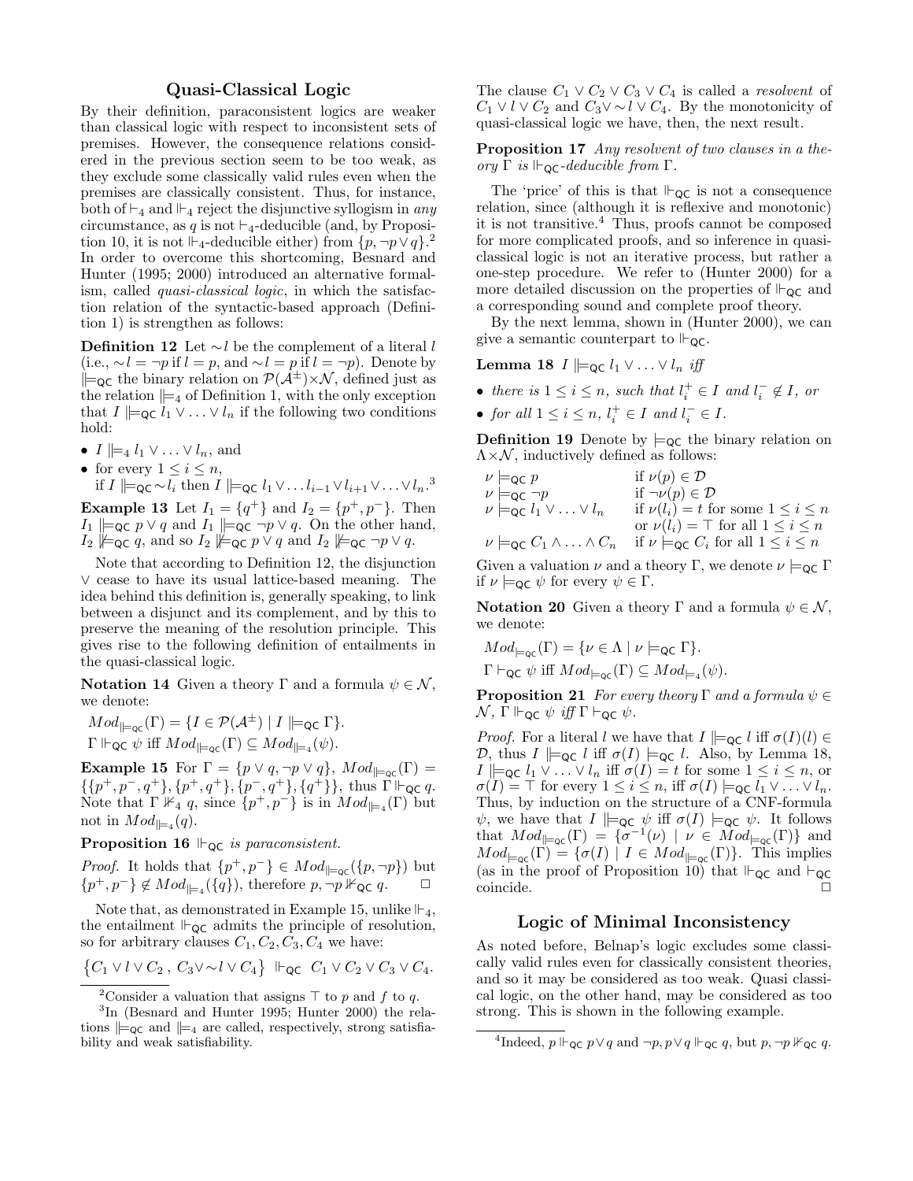## Quasi-Classical Logic

By their definition, paraconsistent logics are weaker than classical logic with respect to inconsistent sets of premises. However, the consequence relations considered in the previous section seem to be too weak, as they exclude some classically valid rules even when the premises are classically consistent. Thus, for instance, both of $\vdash_4$ and $\Vdash_4$ reject the disjunctive syllogism in *any* circumstance, as $q$ is not $\vdash_4$-deducible (and, by Proposition 10, it is not $\Vdash_4$-deducible either) from $\{p, \neg p \vee q\}$.[2] In order to overcome this shortcoming, Besnard and Hunter (1995; 2000) introduced an alternative formalism, called *quasi-classical logic*, in which the satisfaction relation of the syntactic-based approach (Definition 1) is strengthen as follows:

**Definition 12** Let $\sim l$ be the complement of a literal $l$ (i.e., $\sim l = \neg p$ if $l = p$, and $\sim l = p$ if $l = \neg p$). Denote by $\Vdash_{\mathsf{QC}}$ the binary relation on $\mathcal{P}(\mathcal{A}^{\pm}) \times \mathcal{N}$, defined just as the relation $\Vdash_4$ of Definition 1, with the only exception that $I \Vdash_{\mathsf{QC}} l_1 \vee \ldots \vee l_n$ if the following two conditions hold:

- $I \Vdash_4 l_1 \vee \ldots \vee l_n$, and
- for every $1 \leq i \leq n$,
  if $I \Vdash_{\mathsf{QC}} \sim l_i$ then $I \Vdash_{\mathsf{QC}} l_1 \vee \ldots l_{i-1} \vee l_{i+1} \vee \ldots \vee l_n$.[3]

**Example 13** Let $I_1 = \{q^+\}$ and $I_2 = \{p^+, p^-\}$. Then $I_1 \Vdash_{\mathsf{QC}} p \vee q$ and $I_1 \Vdash_{\mathsf{QC}} \neg p \vee q$. On the other hand, $I_2 \not\Vdash_{\mathsf{QC}} q$, and so $I_2 \not\Vdash_{\mathsf{QC}} p \vee q$ and $I_2 \not\Vdash_{\mathsf{QC}} \neg p \vee q$.

Note that according to Definition 12, the disjunction $\vee$ cease to have its usual lattice-based meaning. The idea behind this definition is, generally speaking, to link between a disjunct and its complement, and by this to preserve the meaning of the resolution principle. This gives rise to the following definition of entailments in the quasi-classical logic.

**Notation 14** Given a theory $\Gamma$ and a formula $\psi \in \mathcal{N}$, we denote:

$Mod_{\Vdash_{\mathsf{QC}}}(\Gamma) = \{I \in \mathcal{P}(\mathcal{A}^{\pm}) \mid I \Vdash_{\mathsf{QC}} \Gamma\}$.

$\Gamma \Vdash_{\mathsf{QC}} \psi$ iff $Mod_{\Vdash_{\mathsf{QC}}}(\Gamma) \subseteq Mod_{\Vdash_4}(\psi)$.

**Example 15** For $\Gamma = \{p \vee q, \neg p \vee q\}$, $Mod_{\Vdash_{\mathsf{QC}}}(\Gamma) = \{\{p^+, p^-, q^+\}, \{p^+, q^+\}, \{p^-, q^+\}, \{q^+\}\}$, thus $\Gamma \Vdash_{\mathsf{QC}} q$. Note that $\Gamma \not\Vdash_4 q$, since $\{p^+, p^-\}$ is in $Mod_{\Vdash_4}(\Gamma)$ but not in $Mod_{\Vdash_4}(q)$.

**Proposition 16** *$\Vdash_{\mathsf{QC}}$ is paraconsistent.*

*Proof.* It holds that $\{p^+, p^-\} \in Mod_{\Vdash_{\mathsf{QC}}}(\{p, \neg p\})$ but $\{p^+, p^-\} \notin Mod_{\Vdash_4}(\{q\})$, therefore $p, \neg p \not\Vdash_{\mathsf{QC}} q$. □

Note that, as demonstrated in Example 15, unlike $\Vdash_4$, the entailment $\Vdash_{\mathsf{QC}}$ admits the principle of resolution, so for arbitrary clauses $C_1, C_2, C_3, C_4$ we have:

$$\{C_1 \vee l \vee C_2\ ,\ C_3 \vee \sim l \vee C_4\} \Vdash_{\mathsf{QC}} C_1 \vee C_2 \vee C_3 \vee C_4.$$

The clause $C_1 \vee C_2 \vee C_3 \vee C_4$ is called a *resolvent* of $C_1 \vee l \vee C_2$ and $C_3 \vee \sim l \vee C_4$. By the monotonicity of quasi-classical logic we have, then, the next result.

**Proposition 17** *Any resolvent of two clauses in a theory $\Gamma$ is $\Vdash_{\mathsf{QC}}$-deducible from $\Gamma$.*

The 'price' of this is that $\Vdash_{\mathsf{QC}}$ is not a consequence relation, since (although it is reflexive and monotonic) it is not transitive.[4] Thus, proofs cannot be composed for more complicated proofs, and so inference in quasi-classical logic is not an iterative process, but rather a one-step procedure. We refer to (Hunter 2000) for a more detailed discussion on the properties of $\Vdash_{\mathsf{QC}}$ and a corresponding sound and complete proof theory.

By the next lemma, shown in (Hunter 2000), we can give a semantic counterpart to $\Vdash_{\mathsf{QC}}$.

**Lemma 18** *$I \Vdash_{\mathsf{QC}} l_1 \vee \ldots \vee l_n$ iff*

- *there is $1 \leq i \leq n$, such that $l_i^+ \in I$ and $l_i^- \notin I$, or*
- *for all $1 \leq i \leq n$, $l_i^+ \in I$ and $l_i^- \in I$.*

**Definition 19** Denote by $\models_{\mathsf{QC}}$ the binary relation on $\Lambda \times \mathcal{N}$, inductively defined as follows:

| | |
|---|---|
| $\nu \models_{\mathsf{QC}} p$ | if $\nu(p) \in \mathcal{D}$ |
| $\nu \models_{\mathsf{QC}} \neg p$ | if $\neg\nu(p) \in \mathcal{D}$ |
| $\nu \models_{\mathsf{QC}} l_1 \vee \ldots \vee l_n$ | if $\nu(l_i) = t$ for some $1 \leq i \leq n$ or $\nu(l_i) = \top$ for all $1 \leq i \leq n$ |
| $\nu \models_{\mathsf{QC}} C_1 \wedge \ldots \wedge C_n$ | if $\nu \models_{\mathsf{QC}} C_i$ for all $1 \leq i \leq n$ |

Given a valuation $\nu$ and a theory $\Gamma$, we denote $\nu \models_{\mathsf{QC}} \Gamma$ if $\nu \models_{\mathsf{QC}} \psi$ for every $\psi \in \Gamma$.

**Notation 20** Given a theory $\Gamma$ and a formula $\psi \in \mathcal{N}$, we denote:

$Mod_{\models_{\mathsf{QC}}}(\Gamma) = \{\nu \in \Lambda \mid \nu \models_{\mathsf{QC}} \Gamma\}$.

$\Gamma \vdash_{\mathsf{QC}} \psi$ iff $Mod_{\models_{\mathsf{QC}}}(\Gamma) \subseteq Mod_{\models_4}(\psi)$.

**Proposition 21** *For every theory $\Gamma$ and a formula $\psi \in \mathcal{N}$, $\Gamma \Vdash_{\mathsf{QC}} \psi$ iff $\Gamma \vdash_{\mathsf{QC}} \psi$.*

*Proof.* For a literal $l$ we have that $I \Vdash_{\mathsf{QC}} l$ iff $\sigma(I)(l) \in \mathcal{D}$, thus $I \Vdash_{\mathsf{QC}} l$ iff $\sigma(I) \models_{\mathsf{QC}} l$. Also, by Lemma 18, $I \Vdash_{\mathsf{QC}} l_1 \vee \ldots \vee l_n$ iff $\sigma(I) = t$ for some $1 \leq i \leq n$, or $\sigma(I) = \top$ for every $1 \leq i \leq n$, iff $\sigma(I) \models_{\mathsf{QC}} l_1 \vee \ldots \vee l_n$. Thus, by induction on the structure of a CNF-formula $\psi$, we have that $I \Vdash_{\mathsf{QC}} \psi$ iff $\sigma(I) \models_{\mathsf{QC}} \psi$. It follows that $Mod_{\Vdash_{\mathsf{QC}}}(\Gamma) = \{\sigma^{-1}(\nu) \mid \nu \in Mod_{\models_{\mathsf{QC}}}(\Gamma)\}$ and $Mod_{\models_{\mathsf{QC}}}(\Gamma) = \{\sigma(I) \mid I \in Mod_{\Vdash_{\mathsf{QC}}}(\Gamma)\}$. This implies (as in the proof of Proposition 10) that $\Vdash_{\mathsf{QC}}$ and $\vdash_{\mathsf{QC}}$ coincide. □

## Logic of Minimal Inconsistency

As noted before, Belnap's logic excludes some classically valid rules even for classically consistent theories, and so it may be considered as too weak. Quasi classical logic, on the other hand, may be considered as too strong. This is shown in the following example.

[2] Consider a valuation that assigns $\top$ to $p$ and $f$ to $q$.

[3] In (Besnard and Hunter 1995; Hunter 2000) the relations $\Vdash_{\mathsf{QC}}$ and $\Vdash_4$ are called, respectively, strong satisfiability and weak satisfiability.

[4] Indeed, $p \Vdash_{\mathsf{QC}} p \vee q$ and $\neg p, p \vee q \Vdash_{\mathsf{QC}} q$, but $p, \neg p \not\Vdash_{\mathsf{QC}} q$.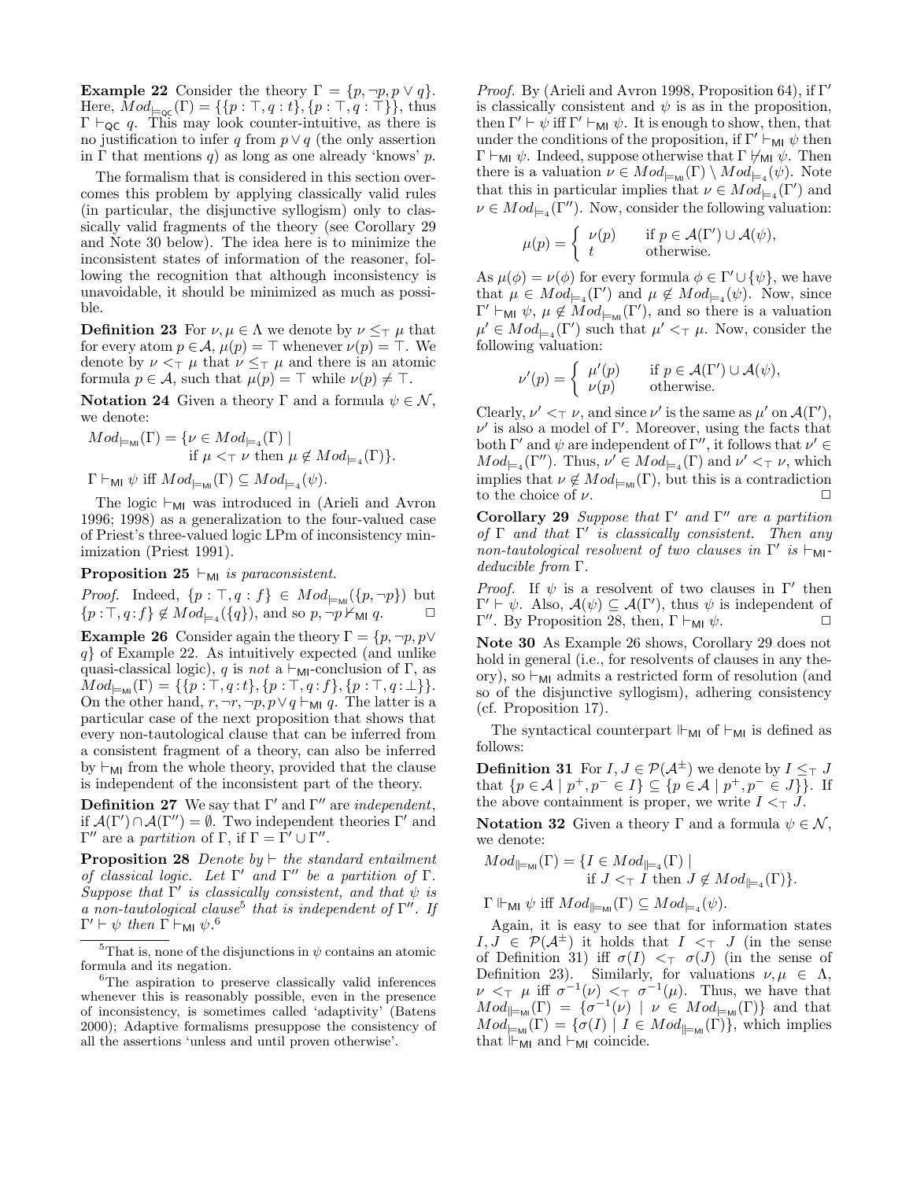**Example 22** Consider the theory $\Gamma = \{p, \neg p, p \vee q\}$. Here, $Mod_{\models_{\mathsf{QC}}}(\Gamma) = \{\{p:\top, q:t\}, \{p:\top, q:\top\}\}$, thus $\Gamma \vdash_{\mathsf{QC}} q$. This may look counter-intuitive, as there is no justification to infer $q$ from $p \vee q$ (the only assertion in $\Gamma$ that mentions $q$) as long as one already 'knows' $p$.

The formalism that is considered in this section overcomes this problem by applying classically valid rules (in particular, the disjunctive syllogism) only to classically valid fragments of the theory (see Corollary 29 and Note 30 below). The idea here is to minimize the inconsistent states of information of the reasoner, following the recognition that although inconsistency is unavoidable, it should be minimized as much as possible.

**Definition 23** For $\nu, \mu \in \Lambda$ we denote by $\nu \leq_\top \mu$ that for every atom $p \in \mathcal{A}$, $\mu(p) = \top$ whenever $\nu(p) = \top$. We denote by $\nu <_\top \mu$ that $\nu \leq_\top \mu$ and there is an atomic formula $p \in \mathcal{A}$, such that $\mu(p) = \top$ while $\nu(p) \neq \top$.

**Notation 24** Given a theory $\Gamma$ and a formula $\psi \in \mathcal{N}$, we denote:

$$Mod_{\models_{\mathsf{MI}}}(\Gamma) = \{\nu \in Mod_{\models_4}(\Gamma) \mid \text{if } \mu <_\top \nu \text{ then } \mu \notin Mod_{\models_4}(\Gamma)\}.$$

$\Gamma \vdash_{\mathsf{MI}} \psi$ iff $Mod_{\models_{\mathsf{MI}}}(\Gamma) \subseteq Mod_{\models_4}(\psi)$.

The logic $\vdash_{\mathsf{MI}}$ was introduced in (Arieli and Avron 1996; 1998) as a generalization to the four-valued case of Priest's three-valued logic LPm of inconsistency minimization (Priest 1991).

**Proposition 25** *$\vdash_{\mathsf{MI}}$ is paraconsistent.*

*Proof.* Indeed, $\{p:\top, q:f\} \in Mod_{\models_{\mathsf{MI}}}(\{p, \neg p\})$ but $\{p:\top, q:f\} \notin Mod_{\models_4}(\{q\})$, and so $p, \neg p \nvdash_{\mathsf{MI}} q$. □

**Example 26** Consider again the theory $\Gamma = \{p, \neg p, p \vee q\}$ of Example 22. As intuitively expected (and unlike quasi-classical logic), $q$ is *not* a $\vdash_{\mathsf{MI}}$-conclusion of $\Gamma$, as $Mod_{\models_{\mathsf{MI}}}(\Gamma) = \{\{p:\top, q:t\}, \{p:\top, q:f\}, \{p:\top, q:\bot\}\}$. On the other hand, $r, \neg r, \neg p, p \vee q \vdash_{\mathsf{MI}} q$. The latter is a particular case of the next proposition that shows that every non-tautological clause that can be inferred from a consistent fragment of a theory, can also be inferred by $\vdash_{\mathsf{MI}}$ from the whole theory, provided that the clause is independent of the inconsistent part of the theory.

**Definition 27** We say that $\Gamma'$ and $\Gamma''$ are *independent*, if $\mathcal{A}(\Gamma') \cap \mathcal{A}(\Gamma'') = \emptyset$. Two independent theories $\Gamma'$ and $\Gamma''$ are a *partition* of $\Gamma$, if $\Gamma = \Gamma' \cup \Gamma''$.

**Proposition 28** *Denote by $\vdash$ the standard entailment of classical logic. Let $\Gamma'$ and $\Gamma''$ be a partition of $\Gamma$. Suppose that $\Gamma'$ is classically consistent, and that $\psi$ is a non-tautological clause[5] that is independent of $\Gamma''$. If $\Gamma' \vdash \psi$ then $\Gamma \vdash_{\mathsf{MI}} \psi$.*[6]

*Proof.* By (Arieli and Avron 1998, Proposition 64), if $\Gamma'$ is classically consistent and $\psi$ is as in the proposition, then $\Gamma' \vdash \psi$ iff $\Gamma' \vdash_{\mathsf{MI}} \psi$. It is enough to show, then, that under the conditions of the proposition, if $\Gamma' \vdash_{\mathsf{MI}} \psi$ then $\Gamma \vdash_{\mathsf{MI}} \psi$. Indeed, suppose otherwise that $\Gamma \nvdash_{\mathsf{MI}} \psi$. Then there is a valuation $\nu \in Mod_{\models_{\mathsf{MI}}}(\Gamma) \setminus Mod_{\models_4}(\psi)$. Note that this in particular implies that $\nu \in Mod_{\models_4}(\Gamma')$ and $\nu \in Mod_{\models_4}(\Gamma'')$. Now, consider the following valuation:

$$\mu(p) = \begin{cases} \nu(p) & \text{if } p \in \mathcal{A}(\Gamma') \cup \mathcal{A}(\psi), \\ t & \text{otherwise.} \end{cases}$$

As $\mu(\phi) = \nu(\phi)$ for every formula $\phi \in \Gamma' \cup \{\psi\}$, we have that $\mu \in Mod_{\models_4}(\Gamma')$ and $\mu \notin Mod_{\models_4}(\psi)$. Now, since $\Gamma' \vdash_{\mathsf{MI}} \psi$, $\mu \notin Mod_{\models_{\mathsf{MI}}}(\Gamma')$, and so there is a valuation $\mu' \in Mod_{\models_4}(\Gamma')$ such that $\mu' <_\top \mu$. Now, consider the following valuation:

$$\nu'(p) = \begin{cases} \mu'(p) & \text{if } p \in \mathcal{A}(\Gamma') \cup \mathcal{A}(\psi), \\ \nu(p) & \text{otherwise.} \end{cases}$$

Clearly, $\nu' <_\top \nu$, and since $\nu'$ is the same as $\mu'$ on $\mathcal{A}(\Gamma')$, $\nu'$ is also a model of $\Gamma'$. Moreover, using the facts that both $\Gamma'$ and $\psi$ are independent of $\Gamma''$, it follows that $\nu' \in Mod_{\models_4}(\Gamma'')$. Thus, $\nu' \in Mod_{\models_4}(\Gamma)$ and $\nu' <_\top \nu$, which implies that $\nu \notin Mod_{\models_{\mathsf{MI}}}(\Gamma)$, but this is a contradiction to the choice of $\nu$. □

**Corollary 29** *Suppose that $\Gamma'$ and $\Gamma''$ are a partition of $\Gamma$ and that $\Gamma'$ is classically consistent. Then any non-tautological resolvent of two clauses in $\Gamma'$ is $\vdash_{\mathsf{MI}}$-deducible from $\Gamma$.*

*Proof.* If $\psi$ is a resolvent of two clauses in $\Gamma'$ then $\Gamma' \vdash \psi$. Also, $\mathcal{A}(\psi) \subseteq \mathcal{A}(\Gamma')$, thus $\psi$ is independent of $\Gamma''$. By Proposition 28, then, $\Gamma \vdash_{\mathsf{MI}} \psi$. □

**Note 30** As Example 26 shows, Corollary 29 does not hold in general (i.e., for resolvents of clauses in any theory), so $\vdash_{\mathsf{MI}}$ admits a restricted form of resolution (and so of the disjunctive syllogism), adhering consistency (cf. Proposition 17).

The syntactical counterpart $\Vdash_{\mathsf{MI}}$ of $\vdash_{\mathsf{MI}}$ is defined as follows:

**Definition 31** For $I, J \in \mathcal{P}(\mathcal{A}^{\pm})$ we denote by $I \leq_\top J$ that $\{p \in \mathcal{A} \mid p^+, p^- \in I\} \subseteq \{p \in \mathcal{A} \mid p^+, p^- \in J\}$. If the above containment is proper, we write $I <_\top J$.

**Notation 32** Given a theory $\Gamma$ and a formula $\psi \in \mathcal{N}$, we denote:

$$Mod_{\Vdash_{\mathsf{MI}}}(\Gamma) = \{I \in Mod_{\Vdash_4}(\Gamma) \mid \text{if } J <_\top I \text{ then } J \notin Mod_{\Vdash_4}(\Gamma)\}.$$

$\Gamma \Vdash_{\mathsf{MI}} \psi$ iff $Mod_{\Vdash_{\mathsf{MI}}}(\Gamma) \subseteq Mod_{\Vdash_4}(\psi)$.

Again, it is easy to see that for information states $I, J \in \mathcal{P}(\mathcal{A}^{\pm})$ it holds that $I <_\top J$ (in the sense of Definition 31) iff $\sigma(I) <_\top \sigma(J)$ (in the sense of Definition 23). Similarly, for valuations $\nu, \mu \in \Lambda$, $\nu <_\top \mu$ iff $\sigma^{-1}(\nu) <_\top \sigma^{-1}(\mu)$. Thus, we have that $Mod_{\Vdash_{\mathsf{MI}}}(\Gamma) = \{\sigma^{-1}(\nu) \mid \nu \in Mod_{\models_{\mathsf{MI}}}(\Gamma)\}$ and that $Mod_{\models_{\mathsf{MI}}}(\Gamma) = \{\sigma(I) \mid I \in Mod_{\Vdash_{\mathsf{MI}}}(\Gamma)\}$, which implies that $\Vdash_{\mathsf{MI}}$ and $\vdash_{\mathsf{MI}}$ coincide.

---

[5] That is, none of the disjunctions in $\psi$ contains an atomic formula and its negation.

[6] The aspiration to preserve classically valid inferences whenever this is reasonably possible, even in the presence of inconsistency, is sometimes called 'adaptivity' (Batens 2000); Adaptive formalisms presuppose the consistency of all the assertions 'unless and until proven otherwise'.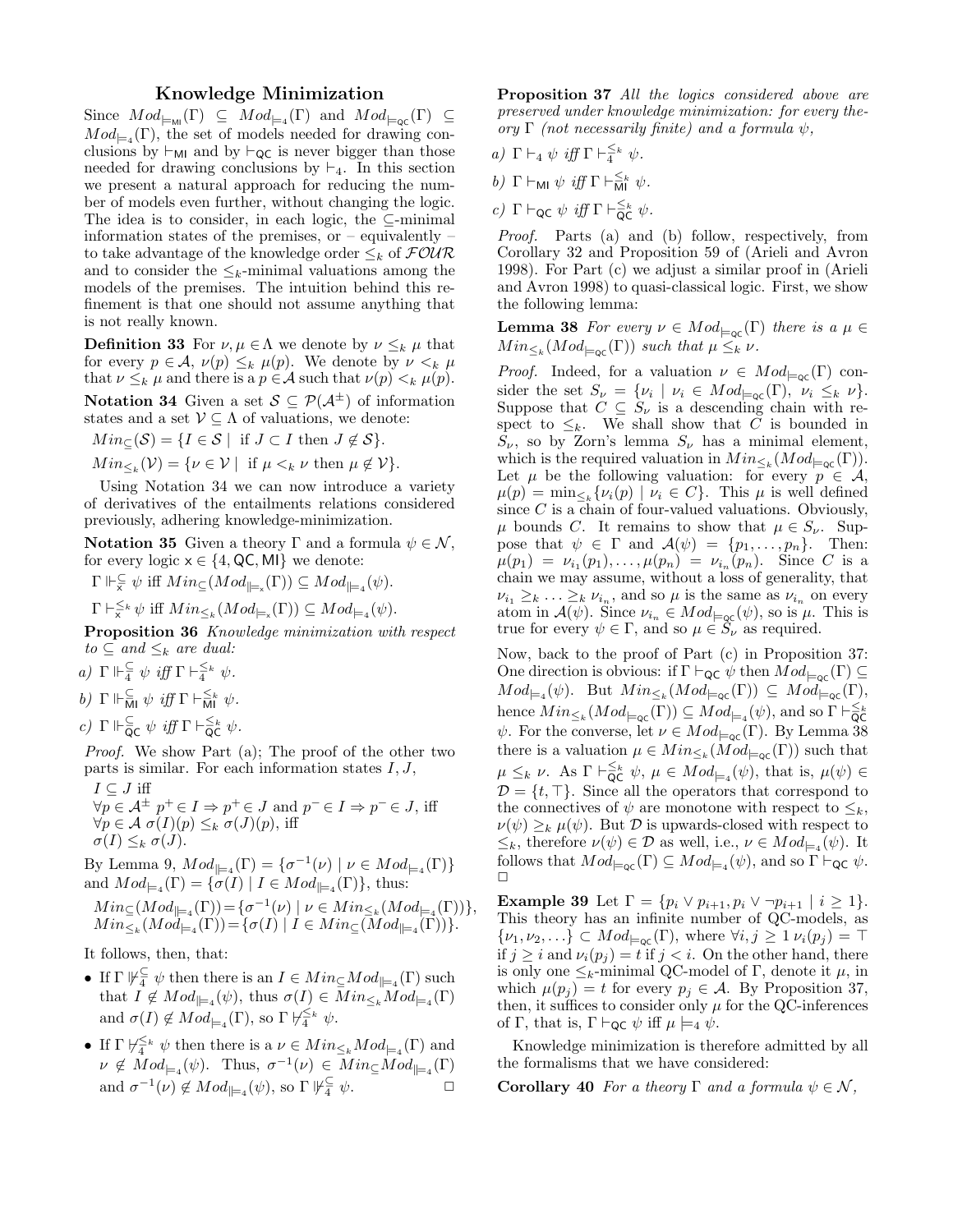## Knowledge Minimization

Since $Mod_{\models_{\mathsf{MI}}}(\Gamma) \subseteq Mod_{\models_4}(\Gamma)$ and $Mod_{\models_{\mathsf{QC}}}(\Gamma) \subseteq Mod_{\models_4}(\Gamma)$, the set of models needed for drawing conclusions by $\vdash_{\mathsf{MI}}$ and by $\vdash_{\mathsf{QC}}$ is never bigger than those needed for drawing conclusions by $\vdash_4$. In this section we present a natural approach for reducing the number of models even further, without changing the logic. The idea is to consider, in each logic, the $\subseteq$-minimal information states of the premises, or – equivalently – to take advantage of the knowledge order $\leq_k$ of $\mathcal{FOUR}$ and to consider the $\leq_k$-minimal valuations among the models of the premises. The intuition behind this refinement is that one should not assume anything that is not really known.

**Definition 33** For $\nu, \mu \in \Lambda$ we denote by $\nu \leq_k \mu$ that for every $p \in \mathcal{A}$, $\nu(p) \leq_k \mu(p)$. We denote by $\nu <_k \mu$ that $\nu \leq_k \mu$ and there is a $p \in \mathcal{A}$ such that $\nu(p) <_k \mu(p)$.

**Notation 34** Given a set $\mathcal{S} \subseteq \mathcal{P}(\mathcal{A}^{\pm})$ of information states and a set $\mathcal{V} \subseteq \Lambda$ of valuations, we denote:

$Min_{\subseteq}(\mathcal{S}) = \{I \in \mathcal{S} \mid \text{ if } J \subset I \text{ then } J \notin \mathcal{S}\}$.

$Min_{\leq_k}(\mathcal{V}) = \{\nu \in \mathcal{V} \mid \text{ if } \mu <_k \nu \text{ then } \mu \notin \mathcal{V}\}$.

Using Notation 34 we can now introduce a variety of derivatives of the entailments relations considered previously, adhering knowledge-minimization.

**Notation 35** Given a theory $\Gamma$ and a formula $\psi \in \mathcal{N}$, for every logic $\mathsf{x} \in \{4, \mathsf{QC}, \mathsf{MI}\}$ we denote:

$\Gamma \Vdash^{\subseteq}_{\mathsf{x}} \psi$ iff $Min_{\subseteq}(Mod_{\Vdash_{\mathsf{x}}}(\Gamma)) \subseteq Mod_{\Vdash_4}(\psi)$.

$\Gamma \vdash^{\leq_k}_{\mathsf{x}} \psi$ iff $Min_{\leq_k}(Mod_{\models_{\mathsf{x}}}(\Gamma)) \subseteq Mod_{\models_4}(\psi)$.

**Proposition 36** *Knowledge minimization with respect to $\subseteq$ and $\leq_k$ are dual:*

*a)* $\Gamma \Vdash^{\subseteq}_4 \psi$ *iff* $\Gamma \vdash^{\leq_k}_4 \psi$.

*b)* $\Gamma \Vdash^{\subseteq}_{\mathsf{MI}} \psi$ *iff* $\Gamma \vdash^{\leq_k}_{\mathsf{MI}} \psi$.

*c)* $\Gamma \Vdash^{\subseteq}_{\mathsf{QC}} \psi$ *iff* $\Gamma \vdash^{\leq_k}_{\mathsf{QC}} \psi$.

*Proof.* We show Part (a); The proof of the other two parts is similar. For each information states $I, J$,

$I \subseteq J$ iff
$\forall p \in \mathcal{A}^{\pm}$ $p^+ \in I \Rightarrow p^+ \in J$ and $p^- \in I \Rightarrow p^- \in J$, iff
$\forall p \in \mathcal{A}$ $\sigma(I)(p) \leq_k \sigma(J)(p)$, iff
$\sigma(I) \leq_k \sigma(J)$.

By Lemma 9, $Mod_{\Vdash_4}(\Gamma) = \{\sigma^{-1}(\nu) \mid \nu \in Mod_{\models_4}(\Gamma)\}$ and $Mod_{\models_4}(\Gamma) = \{\sigma(I) \mid I \in Mod_{\Vdash_4}(\Gamma)\}$, thus:

$$Min_{\subseteq}(Mod_{\Vdash_4}(\Gamma)) = \{\sigma^{-1}(\nu) \mid \nu \in Min_{\leq_k}(Mod_{\models_4}(\Gamma))\},$$
$$Min_{\leq_k}(Mod_{\models_4}(\Gamma)) = \{\sigma(I) \mid I \in Min_{\subseteq}(Mod_{\Vdash_4}(\Gamma))\}.$$

It follows, then, that:

- If $\Gamma \nVdash^{\subseteq}_4 \psi$ then there is an $I \in Min_{\subseteq} Mod_{\Vdash_4}(\Gamma)$ such that $I \notin Mod_{\Vdash_4}(\psi)$, thus $\sigma(I) \in Min_{\leq_k} Mod_{\models_4}(\Gamma)$ and $\sigma(I) \notin Mod_{\models_4}(\Gamma)$, so $\Gamma \nvdash^{\leq_k}_4 \psi$.
- If $\Gamma \nvdash^{\leq_k}_4 \psi$ then there is a $\nu \in Min_{\leq_k} Mod_{\models_4}(\Gamma)$ and $\nu \notin Mod_{\models_4}(\psi)$. Thus, $\sigma^{-1}(\nu) \in Min_{\subseteq} Mod_{\Vdash_4}(\Gamma)$ and $\sigma^{-1}(\nu) \notin Mod_{\Vdash_4}(\psi)$, so $\Gamma \nVdash^{\subseteq}_4 \psi$. □

**Proposition 37** *All the logics considered above are preserved under knowledge minimization: for every theory $\Gamma$ (not necessarily finite) and a formula $\psi$,*

*a)* $\Gamma \vdash_4 \psi$ *iff* $\Gamma \vdash^{\leq_k}_4 \psi$.

*b)* $\Gamma \vdash_{\mathsf{MI}} \psi$ *iff* $\Gamma \vdash^{\leq_k}_{\mathsf{MI}} \psi$.

*c)* $\Gamma \vdash_{\mathsf{QC}} \psi$ *iff* $\Gamma \vdash^{\leq_k}_{\mathsf{QC}} \psi$.

*Proof.* Parts (a) and (b) follow, respectively, from Corollary 32 and Proposition 59 of (Arieli and Avron 1998). For Part (c) we adjust a similar proof in (Arieli and Avron 1998) to quasi-classical logic. First, we show the following lemma:

**Lemma 38** *For every $\nu \in Mod_{\models_{\mathsf{QC}}}(\Gamma)$ there is a $\mu \in Min_{\leq_k}(Mod_{\models_{\mathsf{QC}}}(\Gamma))$ such that $\mu \leq_k \nu$.*

*Proof.* Indeed, for a valuation $\nu \in Mod_{\models_{\mathsf{QC}}}(\Gamma)$ consider the set $S_\nu = \{\nu_i \mid \nu_i \in Mod_{\models_{\mathsf{QC}}}(\Gamma),\ \nu_i \leq_k \nu\}$. Suppose that $C \subseteq S_\nu$ is a descending chain with respect to $\leq_k$. We shall show that $C$ is bounded in $S_\nu$, so by Zorn's lemma $S_\nu$ has a minimal element, which is the required valuation in $Min_{\leq_k}(Mod_{\models_{\mathsf{QC}}}(\Gamma))$. Let $\mu$ be the following valuation: for every $p \in \mathcal{A}$, $\mu(p) = \min_{\leq_k}\{\nu_i(p) \mid \nu_i \in C\}$. This $\mu$ is well defined since $C$ is a chain of four-valued valuations. Obviously, $\mu$ bounds $C$. It remains to show that $\mu \in S_\nu$. Suppose that $\psi \in \Gamma$ and $\mathcal{A}(\psi) = \{p_1, \ldots, p_n\}$. Then: $\mu(p_1) = \nu_{i_1}(p_1), \ldots, \mu(p_n) = \nu_{i_n}(p_n)$. Since $C$ is a chain we may assume, without a loss of generality, that $\nu_{i_1} \geq_k \ldots \geq_k \nu_{i_n}$, and so $\mu$ is the same as $\nu_{i_n}$ on every atom in $\mathcal{A}(\psi)$. Since $\nu_{i_n} \in Mod_{\models_{\mathsf{QC}}}(\psi)$, so is $\mu$. This is true for every $\psi \in \Gamma$, and so $\mu \in S_\nu$ as required. □

Now, back to the proof of Part (c) in Proposition 37: One direction is obvious: if $\Gamma \vdash_{\mathsf{QC}} \psi$ then $Mod_{\models_{\mathsf{QC}}}(\Gamma) \subseteq Mod_{\models_4}(\psi)$. But $Min_{\leq_k}(Mod_{\models_{\mathsf{QC}}}(\Gamma)) \subseteq Mod_{\models_{\mathsf{QC}}}(\Gamma)$, hence $Min_{\leq_k}(Mod_{\models_{\mathsf{QC}}}(\Gamma)) \subseteq Mod_{\models_4}(\psi)$, and so $\Gamma \vdash^{\leq_k}_{\mathsf{QC}} \psi$. For the converse, let $\nu \in Mod_{\models_{\mathsf{QC}}}(\Gamma)$. By Lemma 38 there is a valuation $\mu \in Min_{\leq_k}(Mod_{\models_{\mathsf{QC}}}(\Gamma))$ such that $\mu \leq_k \nu$. As $\Gamma \vdash^{\leq_k}_{\mathsf{QC}} \psi$, $\mu \in Mod_{\models_4}(\psi)$, that is, $\mu(\psi) \in \mathcal{D} = \{t, \top\}$. Since all the operators that correspond to the connectives of $\psi$ are monotone with respect to $\leq_k$, $\nu(\psi) \geq_k \mu(\psi)$. But $\mathcal{D}$ is upwards-closed with respect to $\leq_k$, therefore $\nu(\psi) \in \mathcal{D}$ as well, i.e., $\nu \in Mod_{\models_4}(\psi)$. It follows that $Mod_{\models_{\mathsf{QC}}}(\Gamma) \subseteq Mod_{\models_4}(\psi)$, and so $\Gamma \vdash_{\mathsf{QC}} \psi$. □

**Example 39** Let $\Gamma = \{p_i \vee p_{i+1}, p_i \vee \neg p_{i+1} \mid i \geq 1\}$. This theory has an infinite number of QC-models, as $\{\nu_1, \nu_2, \ldots\} \subset Mod_{\models_{\mathsf{QC}}}(\Gamma)$, where $\forall i, j \geq 1$ $\nu_i(p_j) = \top$ if $j \geq i$ and $\nu_i(p_j) = t$ if $j < i$. On the other hand, there is only one $\leq_k$-minimal QC-model of $\Gamma$, denote it $\mu$, in which $\mu(p_j) = t$ for every $p_j \in \mathcal{A}$. By Proposition 37, then, it suffices to consider only $\mu$ for the QC-inferences of $\Gamma$, that is, $\Gamma \vdash_{\mathsf{QC}} \psi$ iff $\mu \models_4 \psi$.

Knowledge minimization is therefore admitted by all the formalisms that we have considered:

**Corollary 40** *For a theory $\Gamma$ and a formula $\psi \in \mathcal{N}$,*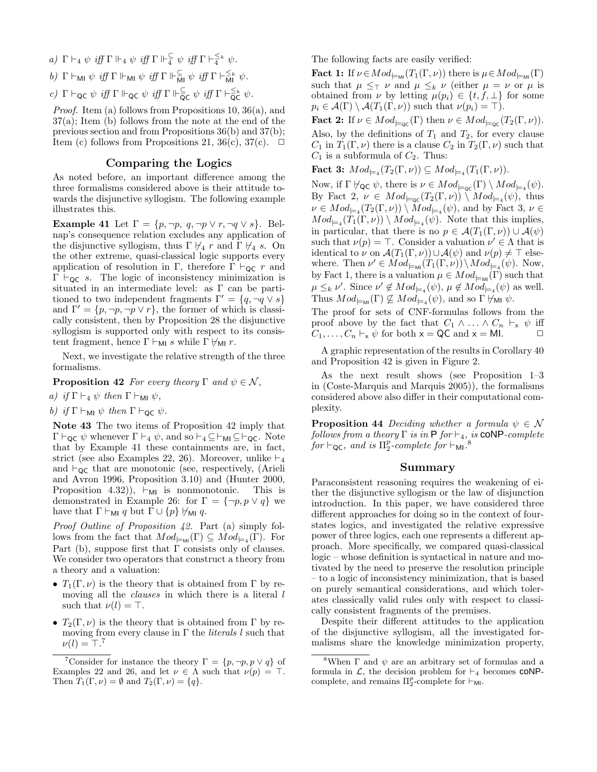a) $\Gamma \vdash_4 \psi$ *iff* $\Gamma \Vdash_4 \psi$ *iff* $\Gamma \Vdash^{\subseteq}_4 \psi$ *iff* $\Gamma \vdash^{\leq_k}_4 \psi$.

b) $\Gamma \vdash_{\mathsf{MI}} \psi$ *iff* $\Gamma \Vdash_{\mathsf{MI}} \psi$ *iff* $\Gamma \Vdash^{\subseteq}_{\mathsf{MI}} \psi$ *iff* $\Gamma \vdash^{\leq_k}_{\mathsf{MI}} \psi$.

c) $\Gamma \vdash_{\mathsf{QC}} \psi$ *iff* $\Gamma \Vdash_{\mathsf{QC}} \psi$ *iff* $\Gamma \Vdash^{\subseteq}_{\mathsf{QC}} \psi$ *iff* $\Gamma \vdash^{\leq_k}_{\mathsf{QC}} \psi$.

*Proof.* Item (a) follows from Propositions 10, 36(a), and 37(a); Item (b) follows from the note at the end of the previous section and from Propositions 36(b) and 37(b); Item (c) follows from Propositions 21, 36(c), 37(c). □

## Comparing the Logics

As noted before, an important difference among the three formalisms considered above is their attitude towards the disjunctive syllogism. The following example illustrates this.

**Example 41** Let $\Gamma = \{p, \neg p,\ q, \neg p \vee r, \neg q \vee s\}$. Belnap's consequence relation excludes any application of the disjunctive syllogism, thus $\Gamma \not\vdash_4 r$ and $\Gamma \not\vdash_4 s$. On the other extreme, quasi-classical logic supports every application of resolution in $\Gamma$, therefore $\Gamma \vdash_{\mathsf{QC}} r$ and $\Gamma \vdash_{\mathsf{QC}} s$. The logic of inconsistency minimization is situated in an intermediate level: as $\Gamma$ can be partitioned to two independent fragments $\Gamma' = \{q, \neg q \vee s\}$ and $\Gamma' = \{p, \neg p, \neg p \vee r\}$, the former of which is classically consistent, then by Proposition 28 the disjunctive syllogism is supported only with respect to its consistent fragment, hence $\Gamma \vdash_{\mathsf{MI}} s$ while $\Gamma \not\vdash_{\mathsf{MI}} r$.

Next, we investigate the relative strength of the three formalisms.

**Proposition 42** *For every theory $\Gamma$ and $\psi \in \mathcal{N}$,*

*a) if $\Gamma \vdash_4 \psi$ then $\Gamma \vdash_{\mathsf{MI}} \psi$,*

*b) if $\Gamma \vdash_{\mathsf{MI}} \psi$ then $\Gamma \vdash_{\mathsf{QC}} \psi$.*

**Note 43** The two items of Proposition 42 imply that $\Gamma \vdash_{\mathsf{QC}} \psi$ whenever $\Gamma \vdash_4 \psi$, and so $\vdash_4 \subseteq \vdash_{\mathsf{MI}} \subseteq \vdash_{\mathsf{QC}}$. Note that by Example 41 these containments are, in fact, strict (see also Examples 22, 26). Moreover, unlike $\vdash_4$ and $\vdash_{\mathsf{QC}}$ that are monotonic (see, respectively, (Arieli and Avron 1996, Proposition 3.10) and (Hunter 2000, Proposition 4.32)), $\vdash_{\mathsf{MI}}$ is nonmonotonic. This is demonstrated in Example 26: for $\Gamma = \{\neg p, p \vee q\}$ we have that $\Gamma \vdash_{\mathsf{MI}} q$ but $\Gamma \cup \{p\} \not\vdash_{\mathsf{MI}} q$.

*Proof Outline of Proposition 42.* Part (a) simply follows from the fact that $Mod_{\models_{\mathsf{MI}}}(\Gamma) \subseteq Mod_{\models_4}(\Gamma)$. For Part (b), suppose first that $\Gamma$ consists only of clauses. We consider two operators that construct a theory from a theory and a valuation:

- $T_1(\Gamma, \nu)$ is the theory that is obtained from $\Gamma$ by removing all the *clauses* in which there is a literal $l$ such that $\nu(l) = \top$.
- $T_2(\Gamma, \nu)$ is the theory that is obtained from $\Gamma$ by removing from every clause in $\Gamma$ the *literals* $l$ such that $\nu(l) = \top$.[7]

The following facts are easily verified:

**Fact 1:** If $\nu \in Mod_{\models_{\mathsf{MI}}}(T_1(\Gamma, \nu))$ there is $\mu \in Mod_{\models_{\mathsf{MI}}}(\Gamma)$ such that $\mu \leq_\top \nu$ and $\mu \leq_k \nu$ (either $\mu = \nu$ or $\mu$ is obtained from $\nu$ by letting $\mu(p_i) \in \{t, f, \bot\}$ for some $p_i \in \mathcal{A}(\Gamma) \setminus \mathcal{A}(T_1(\Gamma, \nu))$ such that $\nu(p_i) = \top$).

**Fact 2:** If $\nu \in Mod_{\models_{\mathsf{QC}}}(\Gamma)$ then $\nu \in Mod_{\models_{\mathsf{QC}}}(T_2(\Gamma, \nu))$.

Also, by the definitions of $T_1$ and $T_2$, for every clause $C_1$ in $T_1(\Gamma, \nu)$ there is a clause $C_2$ in $T_2(\Gamma, \nu)$ such that $C_1$ is a subformula of $C_2$. Thus:

**Fact 3:** $Mod_{\models_4}(T_2(\Gamma, \nu)) \subseteq Mod_{\models_4}(T_1(\Gamma, \nu))$.

Now, if $\Gamma \not\vdash_{\mathsf{QC}} \psi$, there is $\nu \in Mod_{\models_{\mathsf{QC}}}(\Gamma) \setminus Mod_{\models_4}(\psi)$. By Fact 2, $\nu \in Mod_{\models_{\mathsf{QC}}}(T_2(\Gamma, \nu)) \setminus Mod_{\models_4}(\psi)$, thus $\nu \in Mod_{\models_4}(T_2(\Gamma, \nu)) \setminus Mod_{\models_4}(\psi)$, and by Fact 3, $\nu \in Mod_{\models_4}(T_1(\Gamma, \nu)) \setminus Mod_{\models_4}(\psi)$. Note that this implies, in particular, that there is no $p \in \mathcal{A}(T_1(\Gamma, \nu)) \cup \mathcal{A}(\psi)$ such that $\nu(p) = \top$. Consider a valuation $\nu' \in \Lambda$ that is identical to $\nu$ on $\mathcal{A}(T_1(\Gamma, \nu)) \cup \mathcal{A}(\psi)$ and $\nu(p) \neq \top$ elsewhere. Then $\nu' \in Mod_{\models_{\mathsf{MI}}}(T_1(\Gamma, \nu)) \setminus Mod_{\models_4}(\psi)$. Now, by Fact 1, there is a valuation $\mu \in Mod_{\models_{\mathsf{MI}}}(\Gamma)$ such that $\mu \leq_k \nu'$. Since $\nu' \notin Mod_{\models_4}(\psi)$, $\mu \notin Mod_{\models_4}(\psi)$ as well. Thus $Mod_{\models_{\mathsf{MI}}}(\Gamma) \not\subseteq Mod_{\models_4}(\psi)$, and so $\Gamma \not\vdash_{\mathsf{MI}} \psi$.

The proof for sets of CNF-formulas follows from the proof above by the fact that $C_1 \wedge \ldots \wedge C_n \vdash_{\mathsf{x}} \psi$ iff $C_1, \ldots, C_n \vdash_{\mathsf{x}} \psi$ for both $\mathsf{x} = \mathsf{QC}$ and $\mathsf{x} = \mathsf{MI}$. □

A graphic representation of the results in Corollary 40 and Proposition 42 is given in Figure 2.

As the next result shows (see Proposition 1–3 in (Coste-Marquis and Marquis 2005)), the formalisms considered above also differ in their computational complexity.

**Proposition 44** *Deciding whether a formula $\psi \in \mathcal{N}$ follows from a theory $\Gamma$ is in* P *for $\vdash_4$, is* coNP*-complete for $\vdash_{\mathsf{QC}}$, and is $\Pi^p_2$-complete for $\vdash_{\mathsf{MI}}$.*[8]

## Summary

Paraconsistent reasoning requires the weakening of either the disjunctive syllogism or the law of disjunction introduction. In this paper, we have considered three different approaches for doing so in the context of four-states logics, and investigated the relative expressive power of three logics, each one represents a different approach. More specifically, we compared quasi-classical logic – whose definition is syntactical in nature and motivated by the need to preserve the resolution principle – to a logic of inconsistency minimization, that is based on purely semantical considerations, and which tolerates classically valid rules only with respect to classically consistent fragments of the premises.

Despite their different attitudes to the application of the disjunctive syllogism, all the investigated formalisms share the knowledge minimization property,

---

[7] Consider for instance the theory $\Gamma = \{p, \neg p, p \vee q\}$ of Examples 22 and 26, and let $\nu \in \Lambda$ such that $\nu(p) = \top$. Then $T_1(\Gamma, \nu) = \emptyset$ and $T_2(\Gamma, \nu) = \{q\}$.

[8] When $\Gamma$ and $\psi$ are an arbitrary set of formulas and a formula in $\mathcal{L}$, the decision problem for $\vdash_4$ becomes coNP-complete, and remains $\Pi^p_2$-complete for $\vdash_{\mathsf{MI}}$.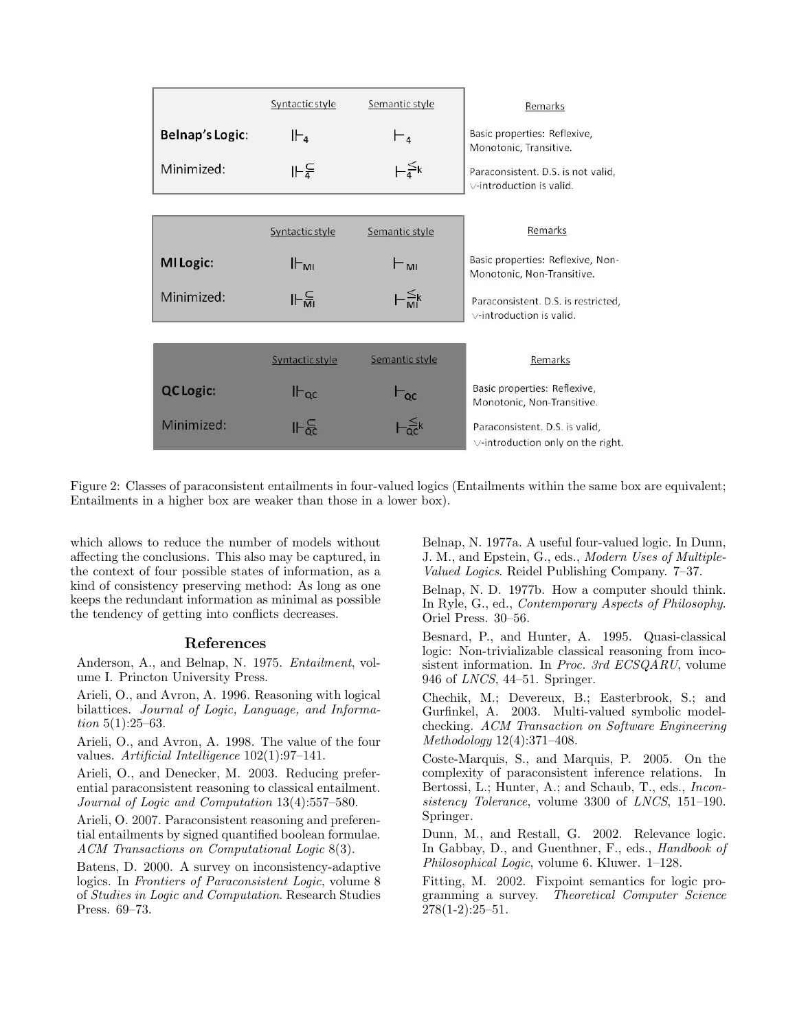| | Syntactic style | Semantic style | Remarks |
|---|---|---|---|
| **Belnap's Logic:** | $\Vdash_4$ | $\vdash_4$ | Basic properties: Reflexive, Monotonic, Transitive. |
| Minimized: | $\Vdash_4^{\subseteq}$ | $\vdash_4^{\leq_k}$ | Paraconsistent. D.S. is not valid, $\vee$-introduction is valid. |

| | Syntactic style | Semantic style | Remarks |
|---|---|---|---|
| **MI Logic:** | $\Vdash_{MI}$ | $\vdash_{MI}$ | Basic properties: Reflexive, Non-Monotonic, Non-Transitive. |
| Minimized: | $\Vdash_{MI}^{\subseteq}$ | $\vdash_{MI}^{\leq_k}$ | Paraconsistent. D.S. is restricted, $\vee$-introduction is valid. |

| | Syntactic style | Semantic style | Remarks |
|---|---|---|---|
| **QC Logic:** | $\Vdash_{QC}$ | $\vdash_{QC}$ | Basic properties: Reflexive, Monotonic, Non-Transitive. |
| Minimized: | $\Vdash_{QC}^{\subseteq}$ | $\vdash_{QC}^{\leq_k}$ | Paraconsistent. D.S. is valid, $\vee$-introduction only on the right. |

Figure 2: Classes of paraconsistent entailments in four-valued logics (Entailments within the same box are equivalent; Entailments in a higher box are weaker than those in a lower box).

which allows to reduce the number of models without affecting the conclusions. This also may be captured, in the context of four possible states of information, as a kind of consistency preserving method: As long as one keeps the redundant information as minimal as possible the tendency of getting into conflicts decreases.

## References

Anderson, A., and Belnap, N. 1975. *Entailment*, volume I. Princton University Press.

Arieli, O., and Avron, A. 1996. Reasoning with logical bilattices. *Journal of Logic, Language, and Information* 5(1):25–63.

Arieli, O., and Avron, A. 1998. The value of the four values. *Artificial Intelligence* 102(1):97–141.

Arieli, O., and Denecker, M. 2003. Reducing preferential paraconsistent reasoning to classical entailment. *Journal of Logic and Computation* 13(4):557–580.

Arieli, O. 2007. Paraconsistent reasoning and preferential entailments by signed quantified boolean formulae. *ACM Transactions on Computational Logic* 8(3).

Batens, D. 2000. A survey on inconsistency-adaptive logics. In *Frontiers of Paraconsistent Logic*, volume 8 of *Studies in Logic and Computation*. Research Studies Press. 69–73.

Belnap, N. 1977a. A useful four-valued logic. In Dunn, J. M., and Epstein, G., eds., *Modern Uses of Multiple-Valued Logics*. Reidel Publishing Company. 7–37.

Belnap, N. D. 1977b. How a computer should think. In Ryle, G., ed., *Contemporary Aspects of Philosophy*. Oriel Press. 30–56.

Besnard, P., and Hunter, A. 1995. Quasi-classical logic: Non-trivializable classical reasoning from incosistent information. In *Proc. 3rd ECSQARU*, volume 946 of *LNCS*, 44–51. Springer.

Chechik, M.; Devereux, B.; Easterbrook, S.; and Gurfinkel, A. 2003. Multi-valued symbolic model-checking. *ACM Transaction on Software Engineering Methodology* 12(4):371–408.

Coste-Marquis, S., and Marquis, P. 2005. On the complexity of paraconsistent inference relations. In Bertossi, L.; Hunter, A.; and Schaub, T., eds., *Inconsistency Tolerance*, volume 3300 of *LNCS*, 151–190. Springer.

Dunn, M., and Restall, G. 2002. Relevance logic. In Gabbay, D., and Guenthner, F., eds., *Handbook of Philosophical Logic*, volume 6. Kluwer. 1–128.

Fitting, M. 2002. Fixpoint semantics for logic programming a survey. *Theoretical Computer Science* 278(1-2):25–51.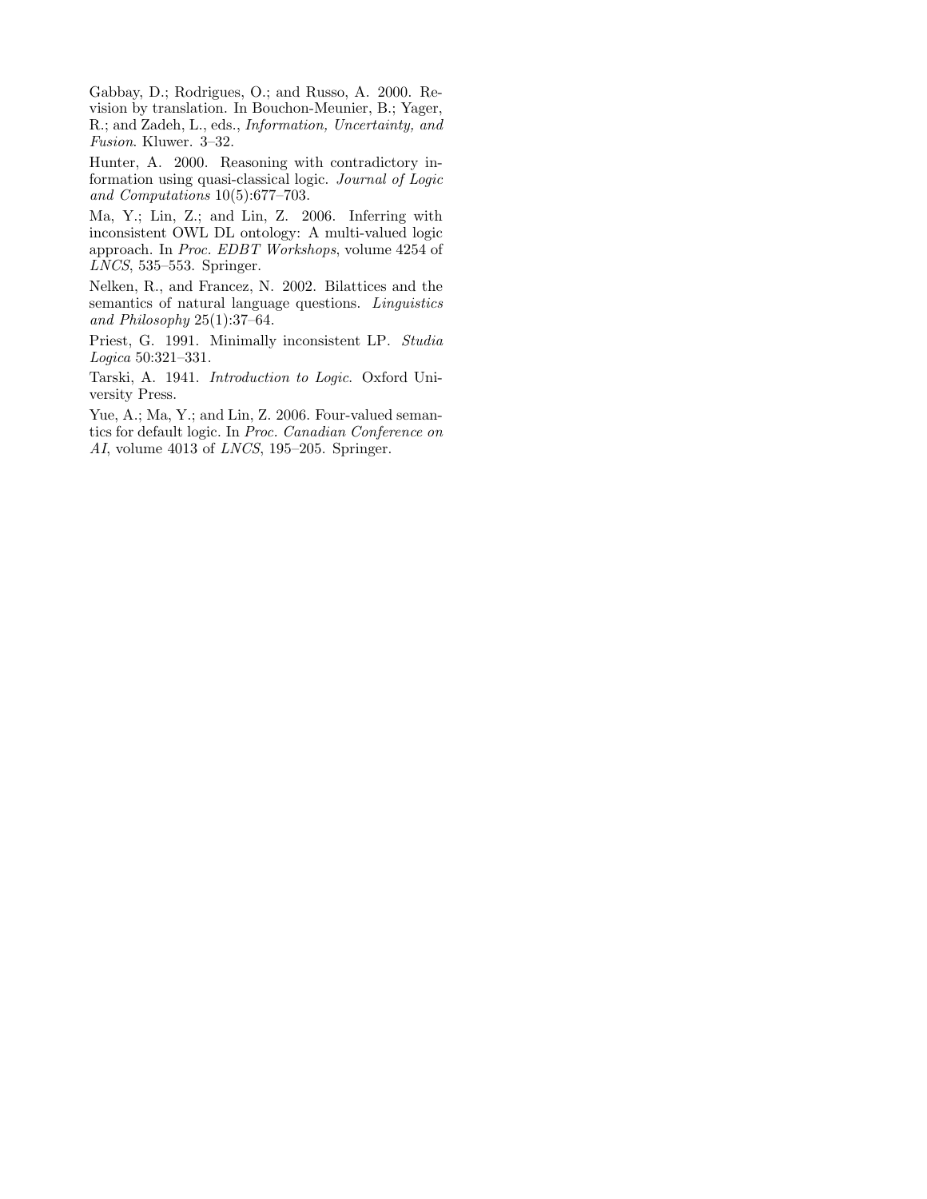Gabbay, D.; Rodrigues, O.; and Russo, A. 2000. Revision by translation. In Bouchon-Meunier, B.; Yager, R.; and Zadeh, L., eds., *Information, Uncertainty, and Fusion*. Kluwer. 3–32.

Hunter, A. 2000. Reasoning with contradictory information using quasi-classical logic. *Journal of Logic and Computations* 10(5):677–703.

Ma, Y.; Lin, Z.; and Lin, Z. 2006. Inferring with inconsistent OWL DL ontology: A multi-valued logic approach. In *Proc. EDBT Workshops*, volume 4254 of *LNCS*, 535–553. Springer.

Nelken, R., and Francez, N. 2002. Bilattices and the semantics of natural language questions. *Linguistics and Philosophy* 25(1):37–64.

Priest, G. 1991. Minimally inconsistent LP. *Studia Logica* 50:321–331.

Tarski, A. 1941. *Introduction to Logic*. Oxford University Press.

Yue, A.; Ma, Y.; and Lin, Z. 2006. Four-valued semantics for default logic. In *Proc. Canadian Conference on AI*, volume 4013 of *LNCS*, 195–205. Springer.